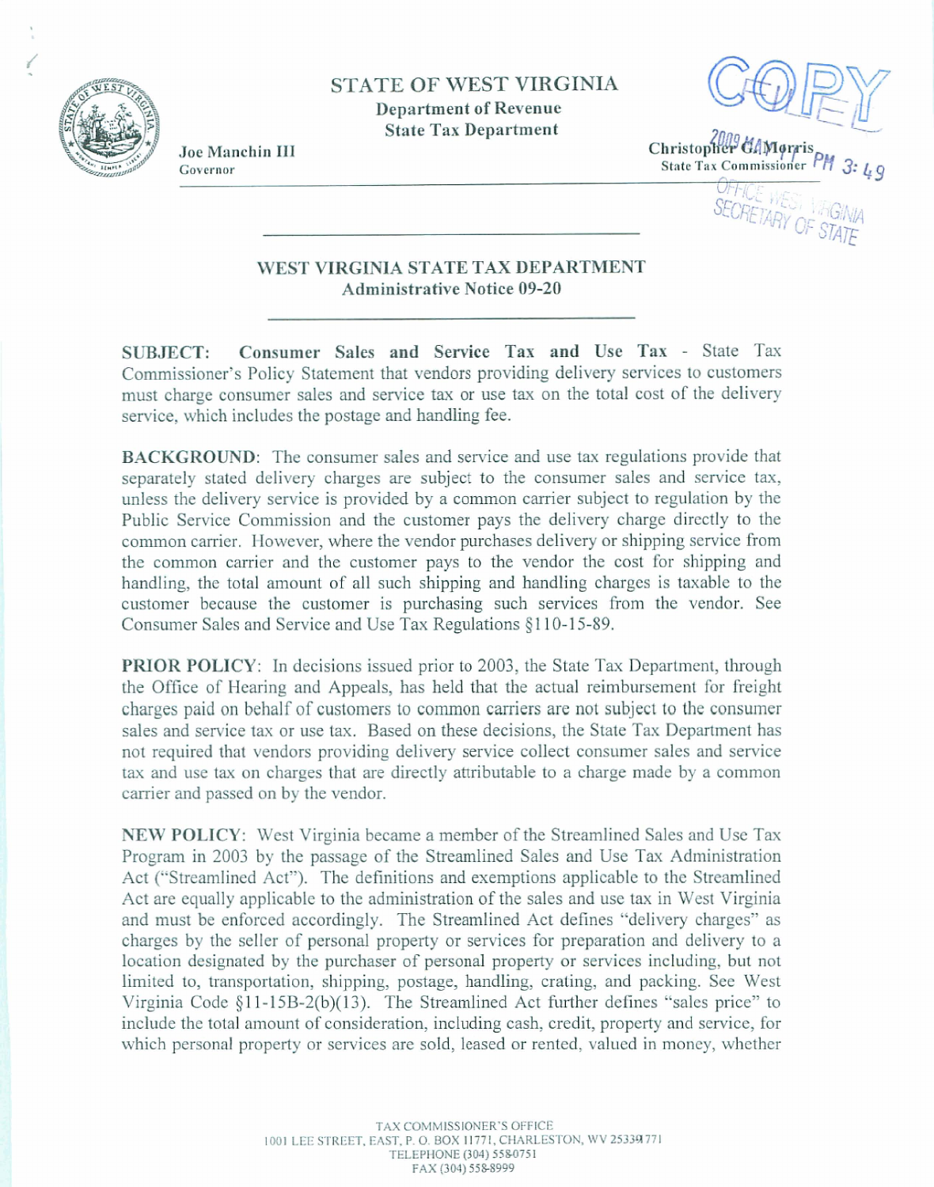STATE OF WEST VIRGINIA
Department of Revenue
State Tax Department

Joe Manchin III
Governor

Christopher G. Morris
State Tax Commissioner

COPY

2009 MAY ... PM 3:49
OFFICE WEST VIRGINIA SECRETARY OF STATE

---

## WEST VIRGINIA STATE TAX DEPARTMENT
### Administrative Notice 09-20

---

**SUBJECT: Consumer Sales and Service Tax and Use Tax** - State Tax Commissioner's Policy Statement that vendors providing delivery services to customers must charge consumer sales and service tax or use tax on the total cost of the delivery service, which includes the postage and handling fee.

**BACKGROUND**: The consumer sales and service and use tax regulations provide that separately stated delivery charges are subject to the consumer sales and service tax, unless the delivery service is provided by a common carrier subject to regulation by the Public Service Commission and the customer pays the delivery charge directly to the common carrier. However, where the vendor purchases delivery or shipping service from the common carrier and the customer pays to the vendor the cost for shipping and handling, the total amount of all such shipping and handling charges is taxable to the customer because the customer is purchasing such services from the vendor. See Consumer Sales and Service and Use Tax Regulations §110-15-89.

**PRIOR POLICY**: In decisions issued prior to 2003, the State Tax Department, through the Office of Hearing and Appeals, has held that the actual reimbursement for freight charges paid on behalf of customers to common carriers are not subject to the consumer sales and service tax or use tax. Based on these decisions, the State Tax Department has not required that vendors providing delivery service collect consumer sales and service tax and use tax on charges that are directly attributable to a charge made by a common carrier and passed on by the vendor.

**NEW POLICY**: West Virginia became a member of the Streamlined Sales and Use Tax Program in 2003 by the passage of the Streamlined Sales and Use Tax Administration Act ("Streamlined Act"). The definitions and exemptions applicable to the Streamlined Act are equally applicable to the administration of the sales and use tax in West Virginia and must be enforced accordingly. The Streamlined Act defines "delivery charges" as charges by the seller of personal property or services for preparation and delivery to a location designated by the purchaser of personal property or services including, but not limited to, transportation, shipping, postage, handling, crating, and packing. See West Virginia Code §11-15B-2(b)(13). The Streamlined Act further defines "sales price" to include the total amount of consideration, including cash, credit, property and service, for which personal property or services are sold, leased or rented, valued in money, whether

TAX COMMISSIONER'S OFFICE
1001 LEE STREET, EAST, P. O. BOX 11771, CHARLESTON, WV 25339-1771
TELEPHONE (304) 558-0751
FAX (304) 558-8999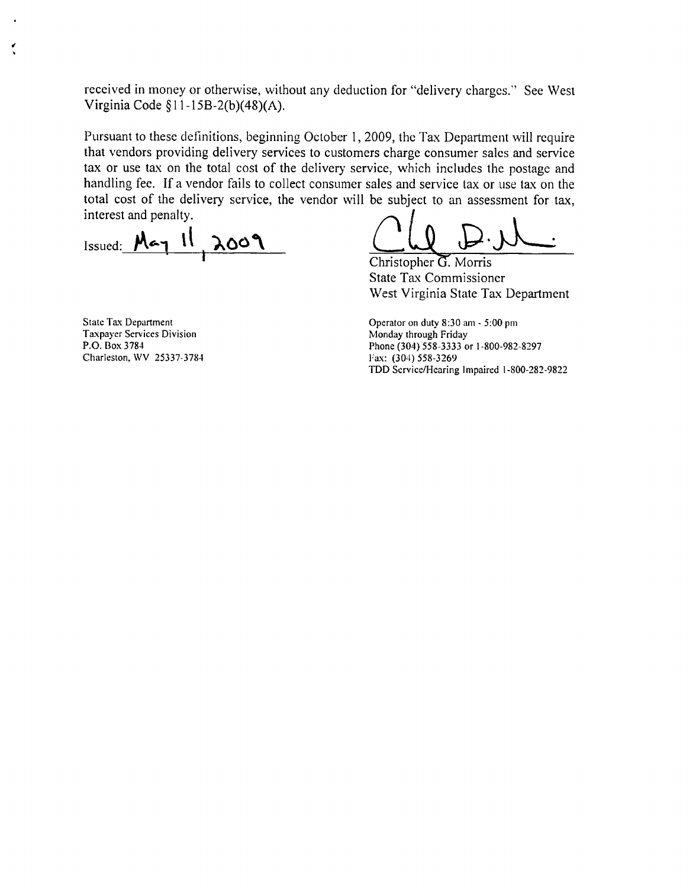received in money or otherwise, without any deduction for "delivery charges." See West Virginia Code §11-15B-2(b)(48)(A).

Pursuant to these definitions, beginning October 1, 2009, the Tax Department will require that vendors providing delivery services to customers charge consumer sales and service tax or use tax on the total cost of the delivery service, which includes the postage and handling fee. If a vendor fails to collect consumer sales and service tax or use tax on the total cost of the delivery service, the vendor will be subject to an assessment for tax, interest and penalty.

Issued: May 11, 2009

Christopher G. Morris
State Tax Commissioner
West Virginia State Tax Department

State Tax Department
Taxpayer Services Division
P.O. Box 3784
Charleston, WV 25337-3784

Operator on duty 8:30 am - 5:00 pm
Monday through Friday
Phone (304) 558-3333 or 1-800-982-8297
Fax: (304) 558-3269
TDD Service/Hearing Impaired 1-800-282-9822